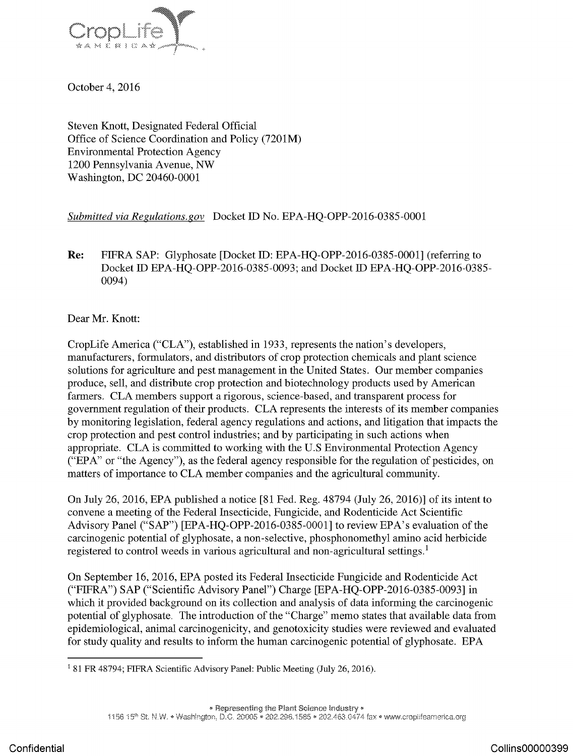CropLife AMERICA

October 4, 2016

Steven Knott, Designated Federal Official
Office of Science Coordination and Policy (7201M)
Environmental Protection Agency
1200 Pennsylvania Avenue, NW
Washington, DC 20460-0001

*Submitted via Regulations.gov* Docket ID No. EPA-HQ-OPP-2016-0385-0001

**Re:** FIFRA SAP: Glyphosate [Docket ID: EPA-HQ-OPP-2016-0385-0001] (referring to Docket ID EPA-HQ-OPP-2016-0385-0093; and Docket ID EPA-HQ-OPP-2016-0385-0094)

Dear Mr. Knott:

CropLife America ("CLA"), established in 1933, represents the nation's developers, manufacturers, formulators, and distributors of crop protection chemicals and plant science solutions for agriculture and pest management in the United States. Our member companies produce, sell, and distribute crop protection and biotechnology products used by American farmers. CLA members support a rigorous, science-based, and transparent process for government regulation of their products. CLA represents the interests of its member companies by monitoring legislation, federal agency regulations and actions, and litigation that impacts the crop protection and pest control industries; and by participating in such actions when appropriate. CLA is committed to working with the U.S Environmental Protection Agency ("EPA" or "the Agency"), as the federal agency responsible for the regulation of pesticides, on matters of importance to CLA member companies and the agricultural community.

On July 26, 2016, EPA published a notice [81 Fed. Reg. 48794 (July 26, 2016)] of its intent to convene a meeting of the Federal Insecticide, Fungicide, and Rodenticide Act Scientific Advisory Panel ("SAP") [EPA-HQ-OPP-2016-0385-0001] to review EPA's evaluation of the carcinogenic potential of glyphosate, a non-selective, phosphonomethyl amino acid herbicide registered to control weeds in various agricultural and non-agricultural settings.[1]

On September 16, 2016, EPA posted its Federal Insecticide Fungicide and Rodenticide Act ("FIFRA") SAP ("Scientific Advisory Panel") Charge [EPA-HQ-OPP-2016-0385-0093] in which it provided background on its collection and analysis of data informing the carcinogenic potential of glyphosate. The introduction of the "Charge" memo states that available data from epidemiological, animal carcinogenicity, and genotoxicity studies were reviewed and evaluated for study quality and results to inform the human carcinogenic potential of glyphosate. EPA

[1] 81 FR 48794; FIFRA Scientific Advisory Panel: Public Meeting (July 26, 2016).

• Representing the Plant Science Industry •
1156 15th St. N.W. • Washington, D.C. 20005 • 202.296.1585 • 202.463.0474 fax • www.croplifeamerica.org

Confidential Collins00000399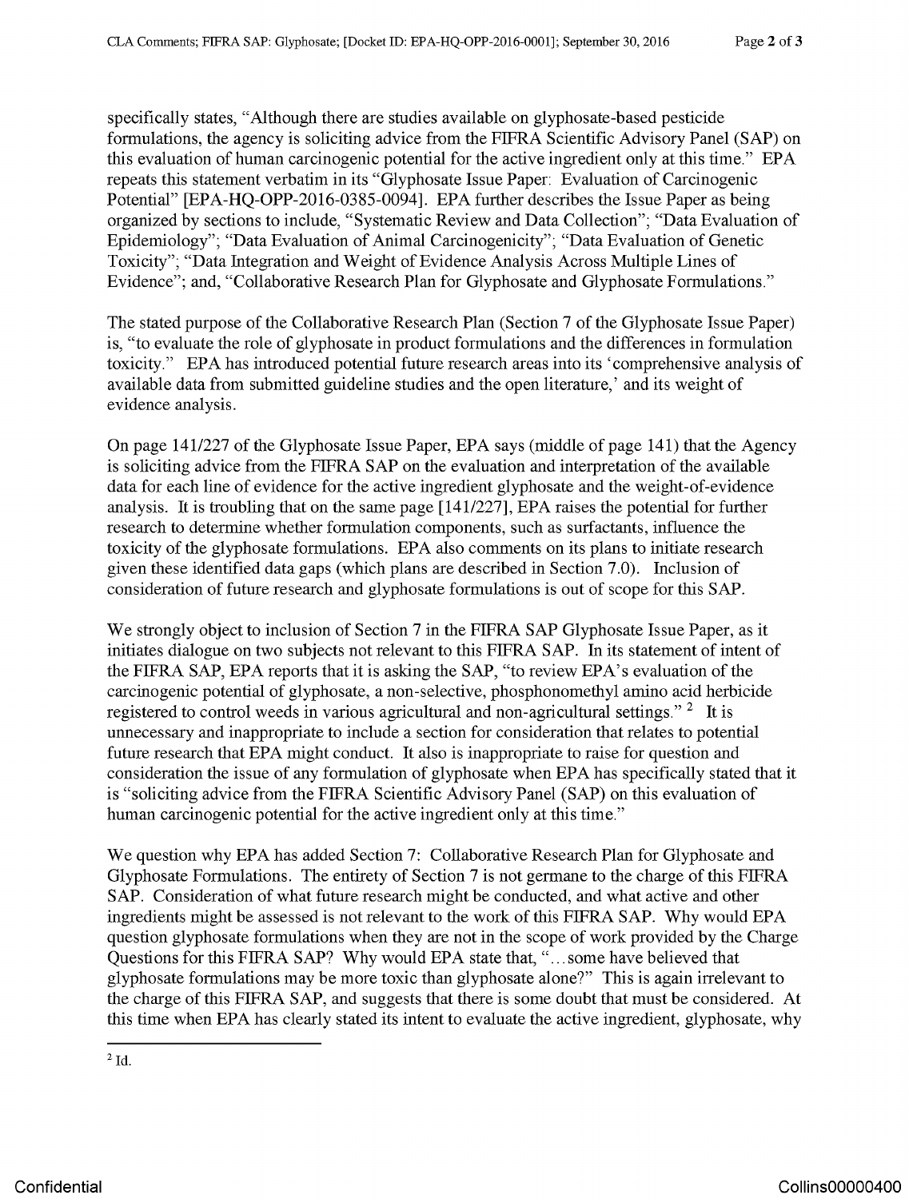specifically states, "Although there are studies available on glyphosate-based pesticide formulations, the agency is soliciting advice from the FIFRA Scientific Advisory Panel (SAP) on this evaluation of human carcinogenic potential for the active ingredient only at this time." EPA repeats this statement verbatim in its "Glyphosate Issue Paper: Evaluation of Carcinogenic Potential" [EPA-HQ-OPP-2016-0385-0094]. EPA further describes the Issue Paper as being organized by sections to include, "Systematic Review and Data Collection"; "Data Evaluation of Epidemiology"; "Data Evaluation of Animal Carcinogenicity"; "Data Evaluation of Genetic Toxicity"; "Data Integration and Weight of Evidence Analysis Across Multiple Lines of Evidence"; and, "Collaborative Research Plan for Glyphosate and Glyphosate Formulations."

The stated purpose of the Collaborative Research Plan (Section 7 of the Glyphosate Issue Paper) is, "to evaluate the role of glyphosate in product formulations and the differences in formulation toxicity." EPA has introduced potential future research areas into its 'comprehensive analysis of available data from submitted guideline studies and the open literature,' and its weight of evidence analysis.

On page 141/227 of the Glyphosate Issue Paper, EPA says (middle of page 141) that the Agency is soliciting advice from the FIFRA SAP on the evaluation and interpretation of the available data for each line of evidence for the active ingredient glyphosate and the weight-of-evidence analysis. It is troubling that on the same page [141/227], EPA raises the potential for further research to determine whether formulation components, such as surfactants, influence the toxicity of the glyphosate formulations. EPA also comments on its plans to initiate research given these identified data gaps (which plans are described in Section 7.0). Inclusion of consideration of future research and glyphosate formulations is out of scope for this SAP.

We strongly object to inclusion of Section 7 in the FIFRA SAP Glyphosate Issue Paper, as it initiates dialogue on two subjects not relevant to this FIFRA SAP. In its statement of intent of the FIFRA SAP, EPA reports that it is asking the SAP, "to review EPA's evaluation of the carcinogenic potential of glyphosate, a non-selective, phosphonomethyl amino acid herbicide registered to control weeds in various agricultural and non-agricultural settings." [2] It is unnecessary and inappropriate to include a section for consideration that relates to potential future research that EPA might conduct. It also is inappropriate to raise for question and consideration the issue of any formulation of glyphosate when EPA has specifically stated that it is "soliciting advice from the FIFRA Scientific Advisory Panel (SAP) on this evaluation of human carcinogenic potential for the active ingredient only at this time."

We question why EPA has added Section 7: Collaborative Research Plan for Glyphosate and Glyphosate Formulations. The entirety of Section 7 is not germane to the charge of this FIFRA SAP. Consideration of what future research might be conducted, and what active and other ingredients might be assessed is not relevant to the work of this FIFRA SAP. Why would EPA question glyphosate formulations when they are not in the scope of work provided by the Charge Questions for this FIFRA SAP? Why would EPA state that, "…some have believed that glyphosate formulations may be more toxic than glyphosate alone?" This is again irrelevant to the charge of this FIFRA SAP, and suggests that there is some doubt that must be considered. At this time when EPA has clearly stated its intent to evaluate the active ingredient, glyphosate, why

[2] Id.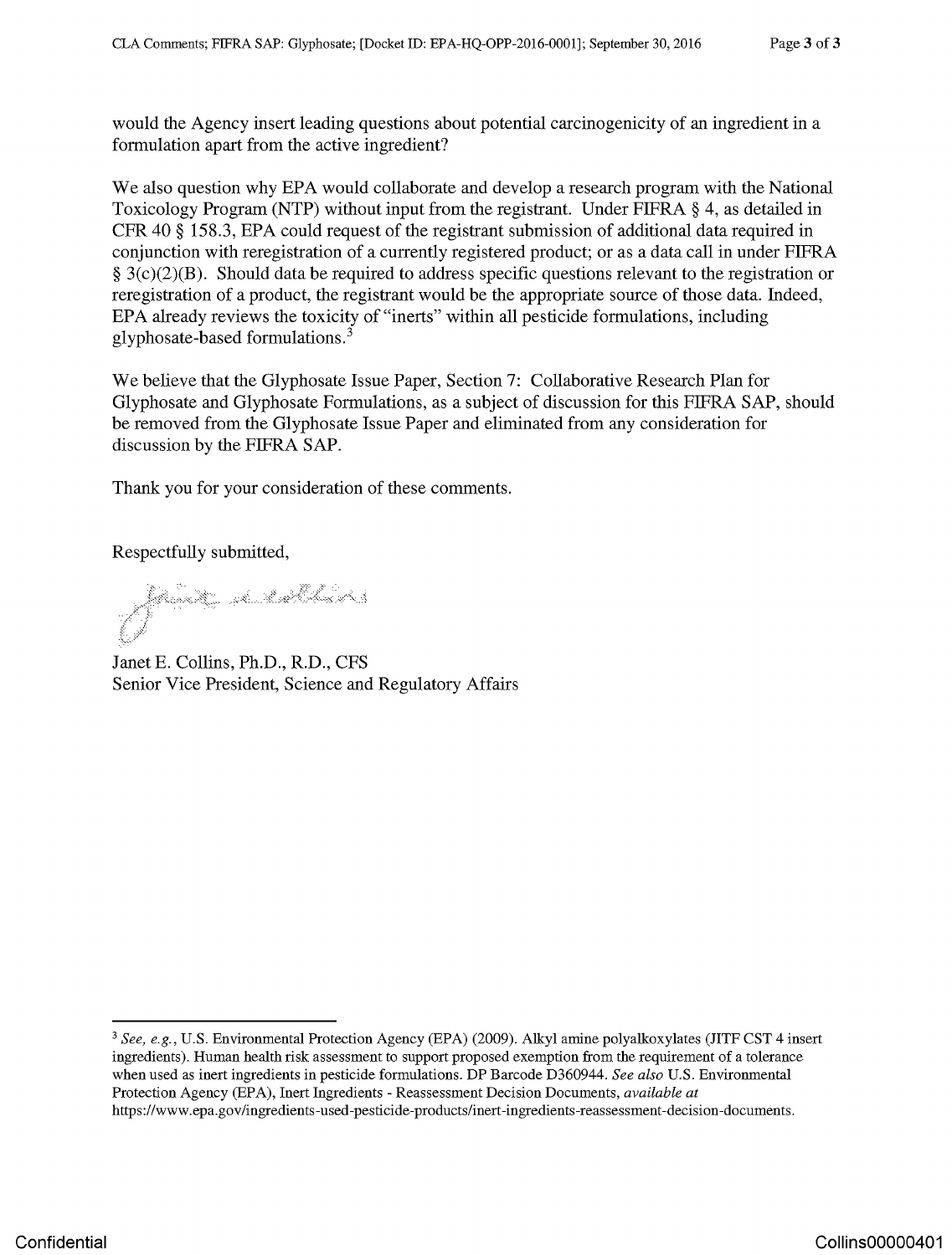would the Agency insert leading questions about potential carcinogenicity of an ingredient in a formulation apart from the active ingredient?

We also question why EPA would collaborate and develop a research program with the National Toxicology Program (NTP) without input from the registrant. Under FIFRA § 4, as detailed in CFR 40 § 158.3, EPA could request of the registrant submission of additional data required in conjunction with reregistration of a currently registered product; or as a data call in under FIFRA § 3(c)(2)(B). Should data be required to address specific questions relevant to the registration or reregistration of a product, the registrant would be the appropriate source of those data. Indeed, EPA already reviews the toxicity of "inerts" within all pesticide formulations, including glyphosate-based formulations.[3]

We believe that the Glyphosate Issue Paper, Section 7: Collaborative Research Plan for Glyphosate and Glyphosate Formulations, as a subject of discussion for this FIFRA SAP, should be removed from the Glyphosate Issue Paper and eliminated from any consideration for discussion by the FIFRA SAP.

Thank you for your consideration of these comments.

Respectfully submitted,

Janet E. Collins, Ph.D., R.D., CFS
Senior Vice President, Science and Regulatory Affairs

---

[3] *See, e.g.*, U.S. Environmental Protection Agency (EPA) (2009). Alkyl amine polyalkoxylates (JITF CST 4 insert ingredients). Human health risk assessment to support proposed exemption from the requirement of a tolerance when used as inert ingredients in pesticide formulations. DP Barcode D360944. *See also* U.S. Environmental Protection Agency (EPA), Inert Ingredients - Reassessment Decision Documents, *available at* https://www.epa.gov/ingredients-used-pesticide-products/inert-ingredients-reassessment-decision-documents.

Confidential

Collins00000401